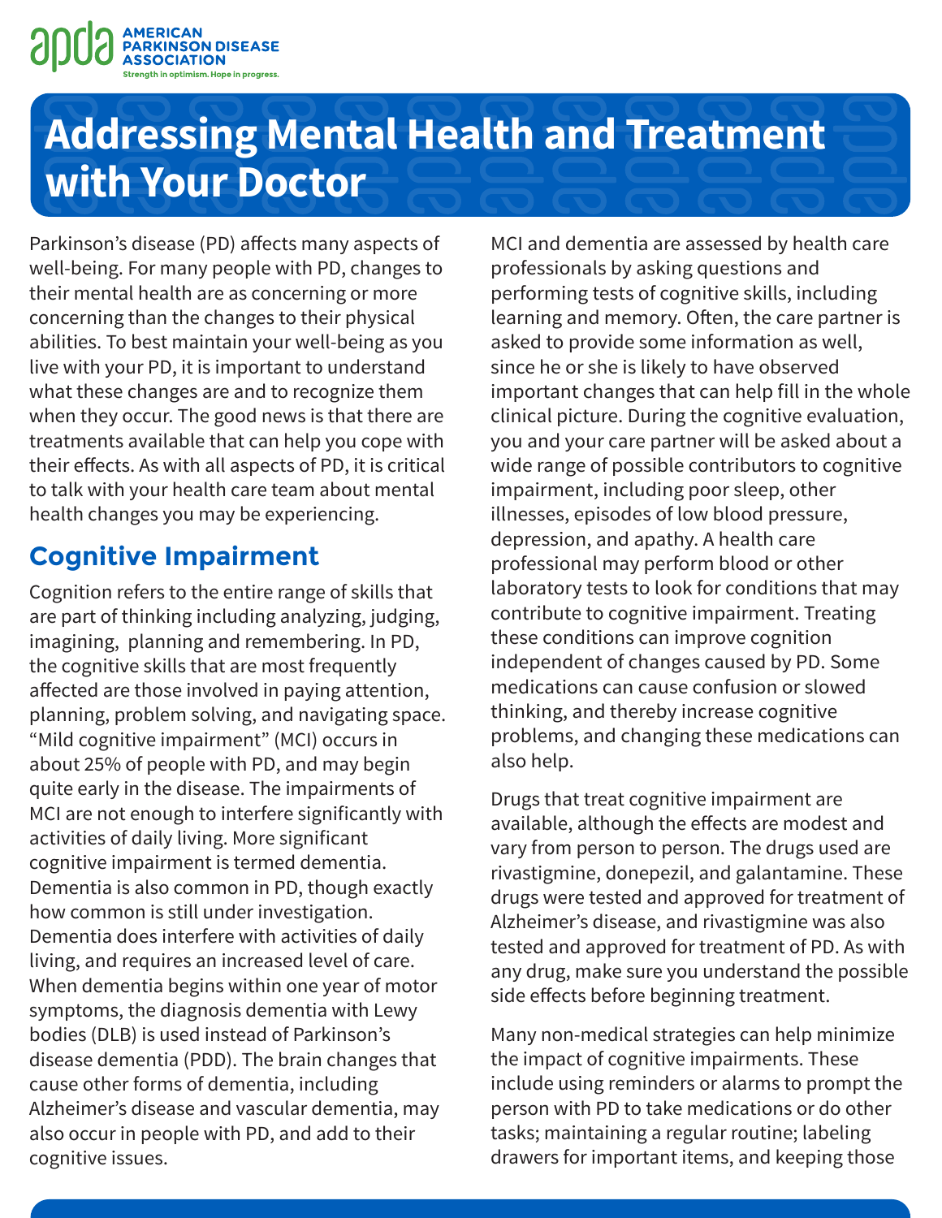AMERICAN PARKINSON DISEASE ASSOCIATION

Strength in optimism. Hope in progress.

# Addressing Mental Health and Treatment with Your Doctor

Parkinson's disease (PD) affects many aspects of well-being. For many people with PD, changes to their mental health are as concerning or more concerning than the changes to their physical abilities. To best maintain your well-being as you live with your PD, it is important to understand what these changes are and to recognize them when they occur. The good news is that there are treatments available that can help you cope with their effects. As with all aspects of PD, it is critical to talk with your health care team about mental health changes you may be experiencing.

## Cognitive Impairment

Cognition refers to the entire range of skills that are part of thinking including analyzing, judging, imagining, planning and remembering. In PD, the cognitive skills that are most frequently affected are those involved in paying attention, planning, problem solving, and navigating space. "Mild cognitive impairment" (MCI) occurs in about 25% of people with PD, and may begin quite early in the disease. The impairments of MCI are not enough to interfere significantly with activities of daily living. More significant cognitive impairment is termed dementia. Dementia is also common in PD, though exactly how common is still under investigation. Dementia does interfere with activities of daily living, and requires an increased level of care. When dementia begins within one year of motor symptoms, the diagnosis dementia with Lewy bodies (DLB) is used instead of Parkinson's disease dementia (PDD). The brain changes that cause other forms of dementia, including Alzheimer's disease and vascular dementia, may also occur in people with PD, and add to their cognitive issues.

MCI and dementia are assessed by health care professionals by asking questions and performing tests of cognitive skills, including learning and memory. Often, the care partner is asked to provide some information as well, since he or she is likely to have observed important changes that can help fill in the whole clinical picture. During the cognitive evaluation, you and your care partner will be asked about a wide range of possible contributors to cognitive impairment, including poor sleep, other illnesses, episodes of low blood pressure, depression, and apathy. A health care professional may perform blood or other laboratory tests to look for conditions that may contribute to cognitive impairment. Treating these conditions can improve cognition independent of changes caused by PD. Some medications can cause confusion or slowed thinking, and thereby increase cognitive problems, and changing these medications can also help.

Drugs that treat cognitive impairment are available, although the effects are modest and vary from person to person. The drugs used are rivastigmine, donepezil, and galantamine. These drugs were tested and approved for treatment of Alzheimer's disease, and rivastigmine was also tested and approved for treatment of PD. As with any drug, make sure you understand the possible side effects before beginning treatment.

Many non-medical strategies can help minimize the impact of cognitive impairments. These include using reminders or alarms to prompt the person with PD to take medications or do other tasks; maintaining a regular routine; labeling drawers for important items, and keeping those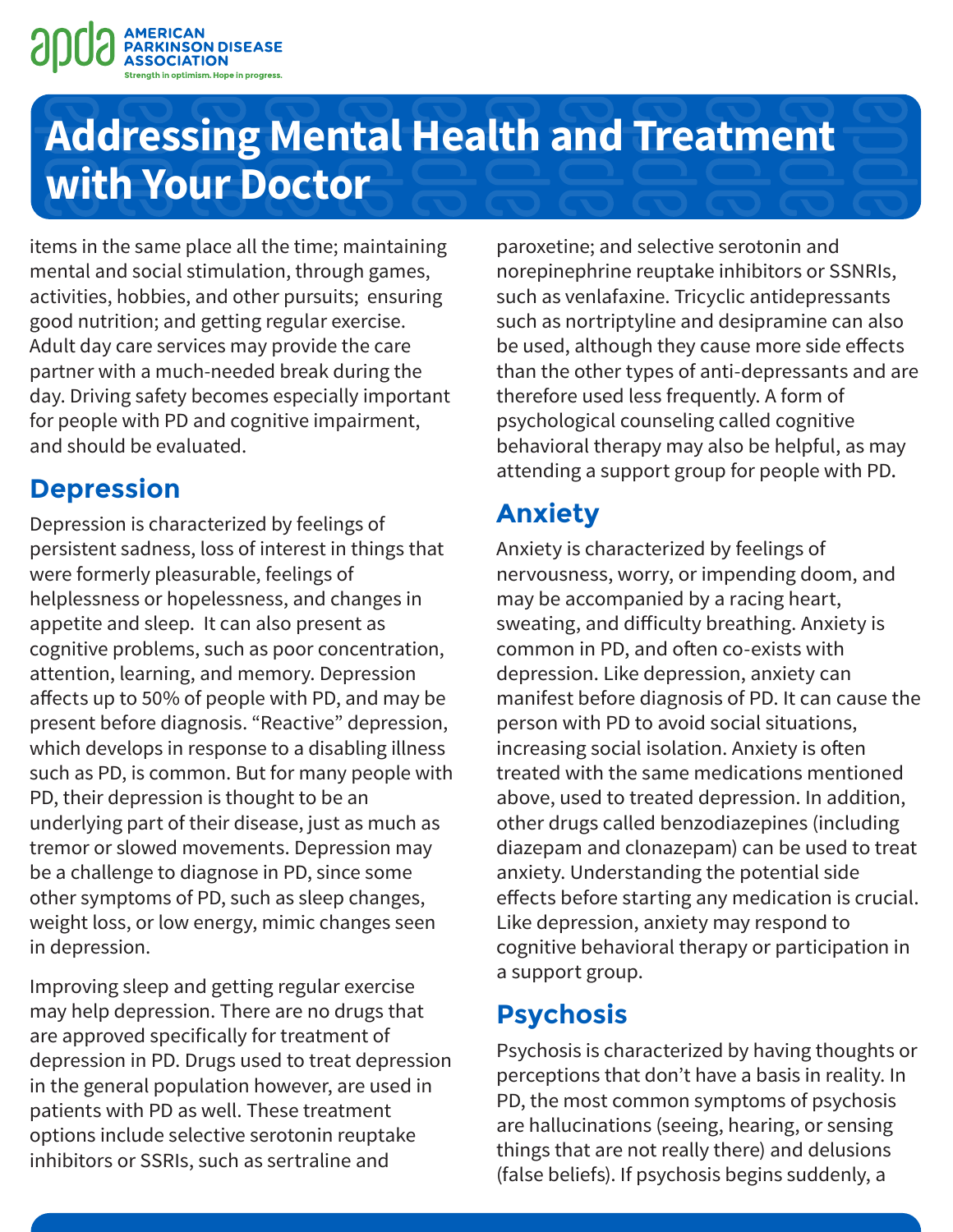items in the same place all the time; maintaining mental and social stimulation, through games, activities, hobbies, and other pursuits; ensuring good nutrition; and getting regular exercise. Adult day care services may provide the care partner with a much-needed break during the day. Driving safety becomes especially important for people with PD and cognitive impairment, and should be evaluated.

## Depression

Depression is characterized by feelings of persistent sadness, loss of interest in things that were formerly pleasurable, feelings of helplessness or hopelessness, and changes in appetite and sleep. It can also present as cognitive problems, such as poor concentration, attention, learning, and memory. Depression affects up to 50% of people with PD, and may be present before diagnosis. "Reactive" depression, which develops in response to a disabling illness such as PD, is common. But for many people with PD, their depression is thought to be an underlying part of their disease, just as much as tremor or slowed movements. Depression may be a challenge to diagnose in PD, since some other symptoms of PD, such as sleep changes, weight loss, or low energy, mimic changes seen in depression.

Improving sleep and getting regular exercise may help depression. There are no drugs that are approved specifically for treatment of depression in PD. Drugs used to treat depression in the general population however, are used in patients with PD as well. These treatment options include selective serotonin reuptake inhibitors or SSRIs, such as sertraline and paroxetine; and selective serotonin and norepinephrine reuptake inhibitors or SSNRIs, such as venlafaxine. Tricyclic antidepressants such as nortriptyline and desipramine can also be used, although they cause more side effects than the other types of anti-depressants and are therefore used less frequently. A form of psychological counseling called cognitive behavioral therapy may also be helpful, as may attending a support group for people with PD.

## Anxiety

Anxiety is characterized by feelings of nervousness, worry, or impending doom, and may be accompanied by a racing heart, sweating, and difficulty breathing. Anxiety is common in PD, and often co-exists with depression. Like depression, anxiety can manifest before diagnosis of PD. It can cause the person with PD to avoid social situations, increasing social isolation. Anxiety is often treated with the same medications mentioned above, used to treated depression. In addition, other drugs called benzodiazepines (including diazepam and clonazepam) can be used to treat anxiety. Understanding the potential side effects before starting any medication is crucial. Like depression, anxiety may respond to cognitive behavioral therapy or participation in a support group.

## Psychosis

Psychosis is characterized by having thoughts or perceptions that don't have a basis in reality. In PD, the most common symptoms of psychosis are hallucinations (seeing, hearing, or sensing things that are not really there) and delusions (false beliefs). If psychosis begins suddenly, a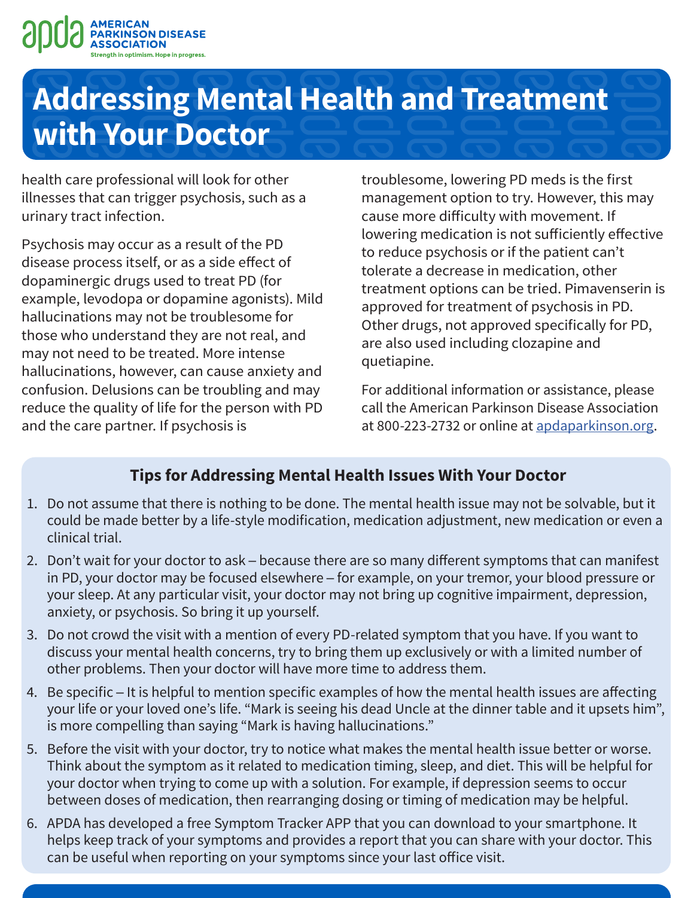health care professional will look for other illnesses that can trigger psychosis, such as a urinary tract infection.

Psychosis may occur as a result of the PD disease process itself, or as a side effect of dopaminergic drugs used to treat PD (for example, levodopa or dopamine agonists). Mild hallucinations may not be troublesome for those who understand they are not real, and may not need to be treated. More intense hallucinations, however, can cause anxiety and confusion. Delusions can be troubling and may reduce the quality of life for the person with PD and the care partner. If psychosis is troublesome, lowering PD meds is the first management option to try. However, this may cause more difficulty with movement. If lowering medication is not sufficiently effective to reduce psychosis or if the patient can't tolerate a decrease in medication, other treatment options can be tried. Pimavenserin is approved for treatment of psychosis in PD. Other drugs, not approved specifically for PD, are also used including clozapine and quetiapine.

For additional information or assistance, please call the American Parkinson Disease Association at 800-223-2732 or online at apdaparkinson.org.

### Tips for Addressing Mental Health Issues With Your Doctor

1. Do not assume that there is nothing to be done. The mental health issue may not be solvable, but it could be made better by a life-style modification, medication adjustment, new medication or even a clinical trial.
2. Don't wait for your doctor to ask – because there are so many different symptoms that can manifest in PD, your doctor may be focused elsewhere – for example, on your tremor, your blood pressure or your sleep. At any particular visit, your doctor may not bring up cognitive impairment, depression, anxiety, or psychosis. So bring it up yourself.
3. Do not crowd the visit with a mention of every PD-related symptom that you have. If you want to discuss your mental health concerns, try to bring them up exclusively or with a limited number of other problems. Then your doctor will have more time to address them.
4. Be specific – It is helpful to mention specific examples of how the mental health issues are affecting your life or your loved one's life. "Mark is seeing his dead Uncle at the dinner table and it upsets him", is more compelling than saying "Mark is having hallucinations."
5. Before the visit with your doctor, try to notice what makes the mental health issue better or worse. Think about the symptom as it related to medication timing, sleep, and diet. This will be helpful for your doctor when trying to come up with a solution. For example, if depression seems to occur between doses of medication, then rearranging dosing or timing of medication may be helpful.
6. APDA has developed a free Symptom Tracker APP that you can download to your smartphone. It helps keep track of your symptoms and provides a report that you can share with your doctor. This can be useful when reporting on your symptoms since your last office visit.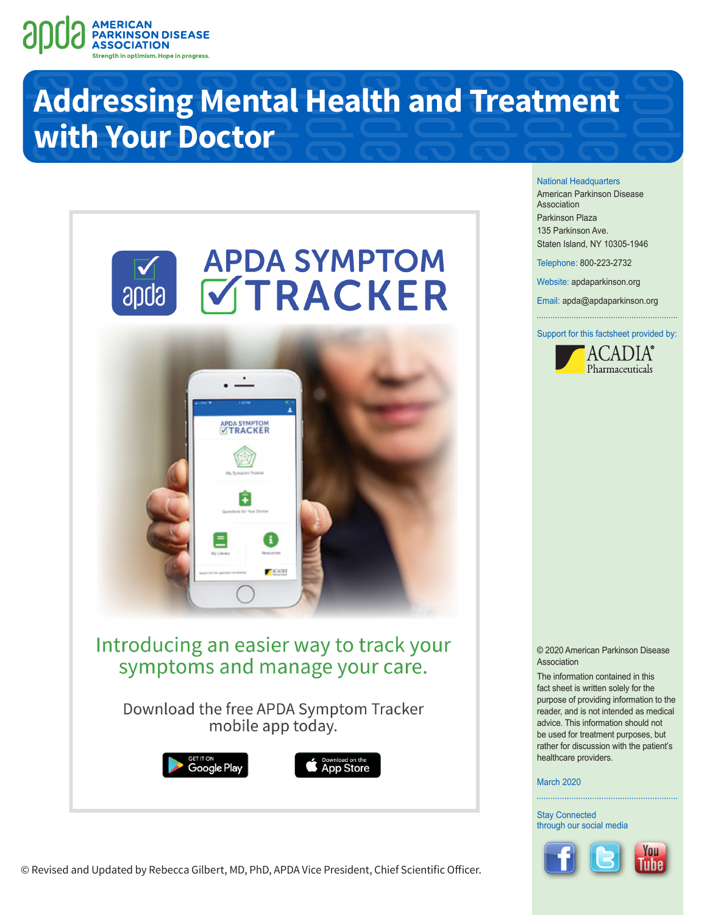# Addressing Mental Health and Treatment with Your Doctor

APDA SYMPTOM TRACKER

Introducing an easier way to track your symptoms and manage your care.

Download the free APDA Symptom Tracker mobile app today.

GET IT ON Google Play

Download on the App Store

© Revised and Updated by Rebecca Gilbert, MD, PhD, APDA Vice President, Chief Scientific Officer.

National Headquarters
American Parkinson Disease Association
Parkinson Plaza
135 Parkinson Ave.
Staten Island, NY 10305-1946

Telephone: 800-223-2732

Website: apdaparkinson.org

Email: apda@apdaparkinson.org

Support for this factsheet provided by:

ACADIA® Pharmaceuticals

© 2020 American Parkinson Disease Association

The information contained in this fact sheet is written solely for the purpose of providing information to the reader, and is not intended as medical advice. This information should not be used for treatment purposes, but rather for discussion with the patient's healthcare providers.

March 2020

Stay Connected through our social media